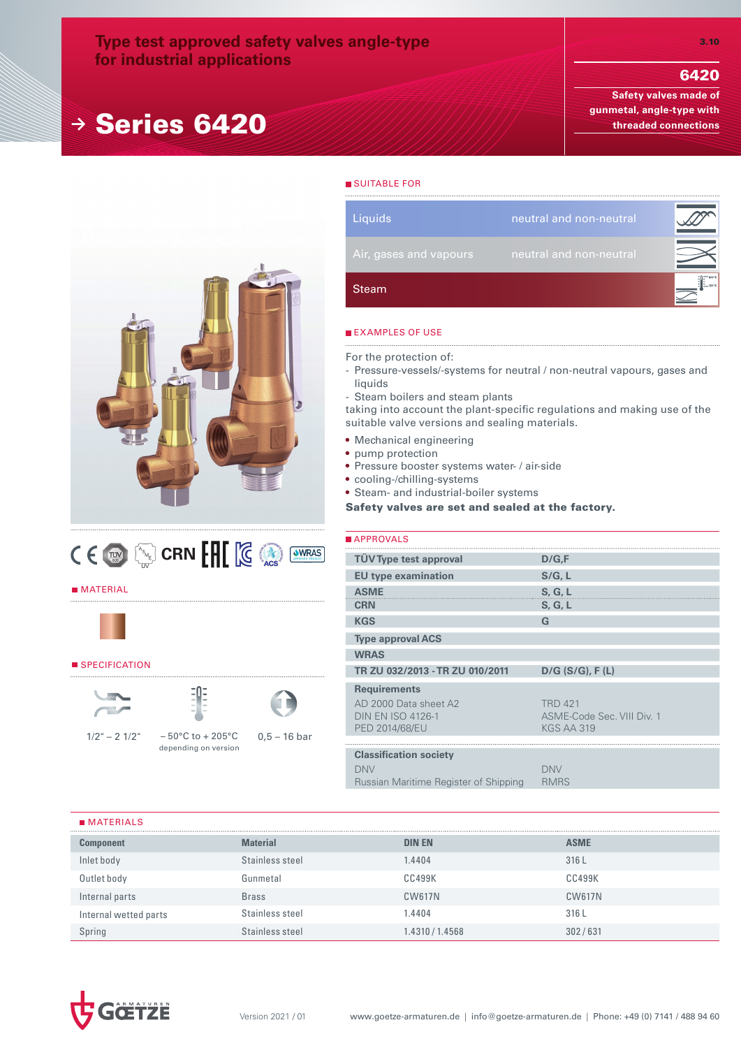# Type test approved safety valves angle-type for industrial applications

# Series 6420

**6420**

**Safety valves made of gunmetal, angle-type with threaded connections**

## SUITABLE FOR

| | |
|---|---|
| Liquids | neutral and non-neutral |
| Air, gases and vapours | neutral and non-neutral |
| Steam | |

## EXAMPLES OF USE

For the protection of:
- Pressure-vessels/-systems for neutral / non-neutral vapours, gases and liquids
- Steam boilers and steam plants

taking into account the plant-specific regulations and making use of the suitable valve versions and sealing materials.

- Mechanical engineering
- pump protection
- Pressure booster systems water- / air-side
- cooling-/chilling-systems
- Steam- and industrial-boiler systems

**Safety valves are set and sealed at the factory.**

## APPROVALS

| | |
|---|---|
| **TÜV Type test approval** | **D/G,F** |
| **EU type examination** | **S/G, L** |
| **ASME** | **S, G, L** |
| **CRN** | **S, G, L** |
| **KGS** | **G** |
| **Type approval ACS** | |
| **WRAS** | |
| **TR ZU 032/2013 - TR ZU 010/2011** | **D/G (S/G), F (L)** |
| **Requirements** | |
| AD 2000 Data sheet A2 | TRD 421 |
| DIN EN ISO 4126-1 | ASME-Code Sec. VIII Div. 1 |
| PED 2014/68/EU | KGS AA 319 |
| **Classification society** | |
| DNV | DNV |
| Russian Maritime Register of Shipping | RMRS |

## MATERIAL

## SPECIFICATION

- 1/2" – 2 1/2"
- – 50°C to + 205°C depending on version
- 0,5 – 16 bar

## MATERIALS

| Component | Material | DIN EN | ASME |
|---|---|---|---|
| Inlet body | Stainless steel | 1.4404 | 316 L |
| Outlet body | Gunmetal | CC499K | CC499K |
| Internal parts | Brass | CW617N | CW617N |
| Internal wetted parts | Stainless steel | 1.4404 | 316 L |
| Spring | Stainless steel | 1.4310 / 1.4568 | 302 / 631 |

Version 2021 / 01

www.goetze-armaturen.de | info@goetze-armaturen.de | Phone: +49 (0) 7141 / 488 94 60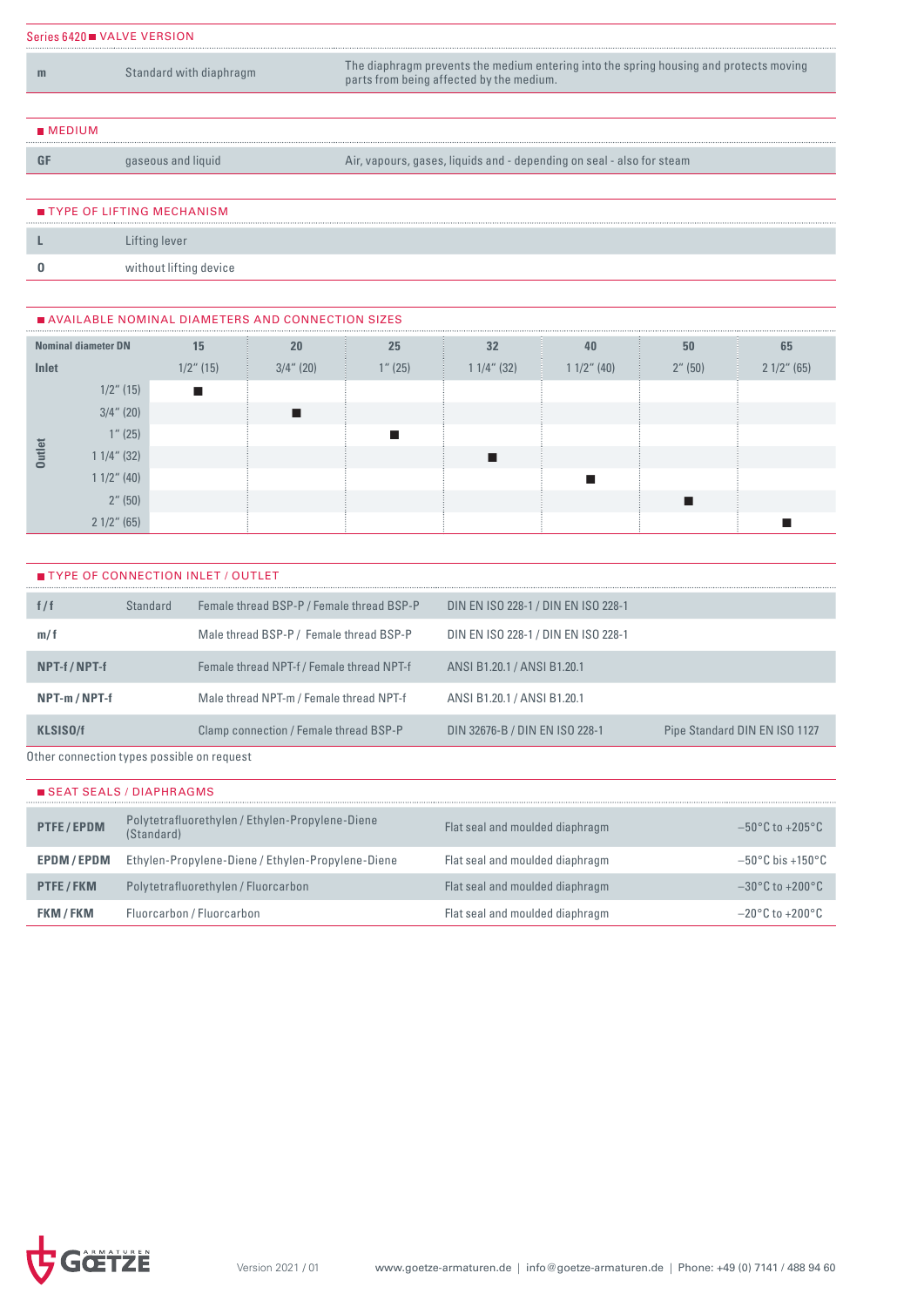## Series 6420 ■ VALVE VERSION

| | | |
|---|---|---|
| m | Standard with diaphragm | The diaphragm prevents the medium entering into the spring housing and protects moving parts from being affected by the medium. |

## ■ MEDIUM

| | | |
|---|---|---|
| GF | gaseous and liquid | Air, vapours, gases, liquids and - depending on seal - also for steam |

## ■ TYPE OF LIFTING MECHANISM

| | |
|---|---|
| L | Lifting lever |
| 0 | without lifting device |

## ■ AVAILABLE NOMINAL DIAMETERS AND CONNECTION SIZES

| Nominal diameter DN | | 15 | 20 | 25 | 32 | 40 | 50 | 65 |
|---|---|---|---|---|---|---|---|---|
| Inlet | | 1/2" (15) | 3/4" (20) | 1" (25) | 1 1/4" (32) | 1 1/2" (40) | 2" (50) | 2 1/2" (65) |
| Outlet | 1/2" (15) | ■ | | | | | | |
| | 3/4" (20) | | ■ | | | | | |
| | 1" (25) | | | ■ | | | | |
| | 1 1/4" (32) | | | | ■ | | | |
| | 1 1/2" (40) | | | | | ■ | | |
| | 2" (50) | | | | | | ■ | |
| | 2 1/2" (65) | | | | | | | ■ |

## ■ TYPE OF CONNECTION INLET / OUTLET

| | | | | |
|---|---|---|---|---|
| f / f | Standard | Female thread BSP-P / Female thread BSP-P | DIN EN ISO 228-1 / DIN EN ISO 228-1 | |
| m / f | | Male thread BSP-P / Female thread BSP-P | DIN EN ISO 228-1 / DIN EN ISO 228-1 | |
| NPT-f / NPT-f | | Female thread NPT-f / Female thread NPT-f | ANSI B1.20.1 / ANSI B1.20.1 | |
| NPT-m / NPT-f | | Male thread NPT-m / Female thread NPT-f | ANSI B1.20.1 / ANSI B1.20.1 | |
| KLSISO/f | | Clamp connection / Female thread BSP-P | DIN 32676-B / DIN EN ISO 228-1 | Pipe Standard DIN EN ISO 1127 |

Other connection types possible on request

## ■ SEAT SEALS / DIAPHRAGMS

| | | | |
|---|---|---|---|
| PTFE / EPDM | Polytetrafluorethylen / Ethylen-Propylene-Diene (Standard) | Flat seal and moulded diaphragm | −50°C to +205°C |
| EPDM / EPDM | Ethylen-Propylene-Diene / Ethylen-Propylene-Diene | Flat seal and moulded diaphragm | −50°C bis +150°C |
| PTFE / FKM | Polytetrafluorethylen / Fluorcarbon | Flat seal and moulded diaphragm | −30°C to +200°C |
| FKM / FKM | Fluorcarbon / Fluorcarbon | Flat seal and moulded diaphragm | −20°C to +200°C |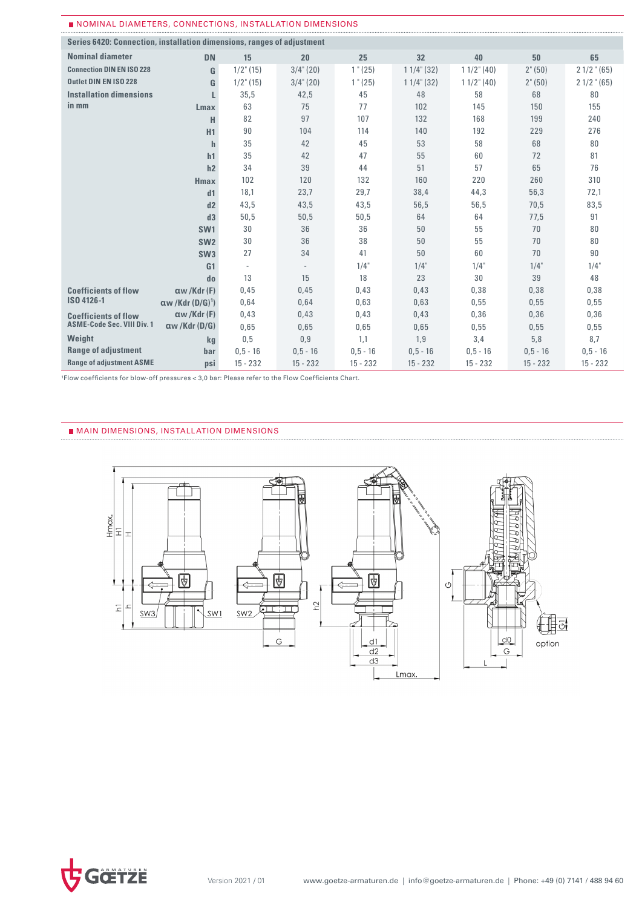## NOMINAL DIAMETERS, CONNECTIONS, INSTALLATION DIMENSIONS

| Series 6420: Connection, installation dimensions, ranges of adjustment | | | | | | | | |
|---|---|---|---|---|---|---|---|---|
| Nominal diameter | DN | 15 | 20 | 25 | 32 | 40 | 50 | 65 |
| Connection DIN EN ISO 228 | G | 1/2" (15) | 3/4" (20) | 1 " (25) | 1 1/4" (32) | 1 1/2" (40) | 2" (50) | 2 1/2 " (65) |
| Outlet DIN EN ISO 228 | G | 1/2" (15) | 3/4" (20) | 1 " (25) | 1 1/4" (32) | 1 1/2" (40) | 2" (50) | 2 1/2 " (65) |
| Installation dimensions | L | 35,5 | 42,5 | 45 | 48 | 58 | 68 | 80 |
| in mm | Lmax | 63 | 75 | 77 | 102 | 145 | 150 | 155 |
| | H | 82 | 97 | 107 | 132 | 168 | 199 | 240 |
| | H1 | 90 | 104 | 114 | 140 | 192 | 229 | 276 |
| | h | 35 | 42 | 45 | 53 | 58 | 68 | 80 |
| | h1 | 35 | 42 | 47 | 55 | 60 | 72 | 81 |
| | h2 | 34 | 39 | 44 | 51 | 57 | 65 | 76 |
| | Hmax | 102 | 120 | 132 | 160 | 220 | 260 | 310 |
| | d1 | 18,1 | 23,7 | 29,7 | 38,4 | 44,3 | 56,3 | 72,1 |
| | d2 | 43,5 | 43,5 | 43,5 | 56,5 | 56,5 | 70,5 | 83,5 |
| | d3 | 50,5 | 50,5 | 50,5 | 64 | 64 | 77,5 | 91 |
| | SW1 | 30 | 36 | 36 | 50 | 55 | 70 | 80 |
| | SW2 | 30 | 36 | 38 | 50 | 55 | 70 | 80 |
| | SW3 | 27 | 34 | 41 | 50 | 60 | 70 | 90 |
| | G1 | - | - | 1/4" | 1/4" | 1/4" | 1/4" | 1/4" |
| | do | 13 | 15 | 18 | 23 | 30 | 39 | 48 |
| Coefficients of flow | αw /Kdr (F) | 0,45 | 0,45 | 0,43 | 0,43 | 0,38 | 0,38 | 0,38 |
| ISO 4126-1 | αw /Kdr (D/G)[1] | 0,64 | 0,64 | 0,63 | 0,63 | 0,55 | 0,55 | 0,55 |
| Coefficients of flow | αw /Kdr (F) | 0,43 | 0,43 | 0,43 | 0,43 | 0,36 | 0,36 | 0,36 |
| ASME-Code Sec. VIII Div. 1 | αw /Kdr (D/G) | 0,65 | 0,65 | 0,65 | 0,65 | 0,55 | 0,55 | 0,55 |
| Weight | kg | 0,5 | 0,9 | 1,1 | 1,9 | 3,4 | 5,8 | 8,7 |
| Range of adjustment | bar | 0,5 - 16 | 0,5 - 16 | 0,5 - 16 | 0,5 - 16 | 0,5 - 16 | 0,5 - 16 | 0,5 - 16 |
| Range of adjustment ASME | psi | 15 - 232 | 15 - 232 | 15 - 232 | 15 - 232 | 15 - 232 | 15 - 232 | 15 - 232 |

[1]Flow coefficients for blow-off pressures < 3,0 bar: Please refer to the Flow Coefficients Chart.

## MAIN DIMENSIONS, INSTALLATION DIMENSIONS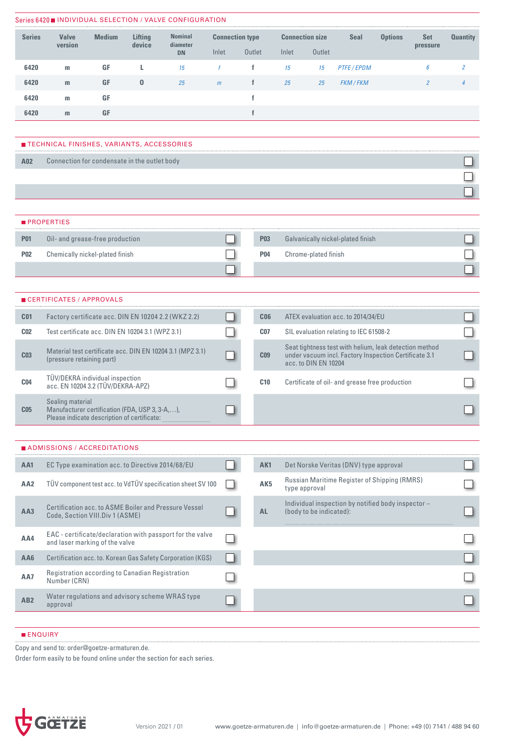Series 6420 ■ INDIVIDUAL SELECTION / VALVE CONFIGURATION

| Series | Valve version | Medium | Lifting device | Nominal diameter DN | Connection type | | Connection size | | Seal | Options | Set pressure | Quantity |
|---|---|---|---|---|---|---|---|---|---|---|---|---|
| | | | | | Inlet | Outlet | Inlet | Outlet | | | | |
| 6420 | m | GF | L | *15* | *f* | f | *15* | *15* | *PTFE / EPDM* | | *6* | *2* |
| 6420 | m | GF | O | *25* | *m* | f | *25* | *25* | *FKM / FKM* | | *2* | *4* |
| 6420 | m | GF | | | | f | | | | | | |
| 6420 | m | GF | | | | f | | | | | | |

■ TECHNICAL FINISHES, VARIANTS, ACCESSORIES

| | | |
|---|---|---|
| A02 | Connection for condensate in the outlet body | ☐ |
| | | ☐ |
| | | ☐ |

■ PROPERTIES

| | | | | | |
|---|---|---|---|---|---|
| P01 | Oil- and grease-free production | ☐ | P03 | Galvanically nickel-plated finish | ☐ |
| P02 | Chemically nickel-plated finish | ☐ | P04 | Chrome-plated finish | ☐ |
| | | ☐ | | | ☐ |

■ CERTIFICATES / APPROVALS

| | | | | | |
|---|---|---|---|---|---|
| C01 | Factory certificate acc. DIN EN 10204 2.2 (WKZ 2.2) | ☐ | C06 | ATEX evaluation acc. to 2014/34/EU | ☐ |
| C02 | Test certificate acc. DIN EN 10204 3.1 (WPZ 3.1) | ☐ | C07 | SIL evaluation relating to IEC 61508-2 | ☐ |
| C03 | Material test certificate acc. DIN EN 10204 3.1 (MPZ 3.1) (pressure retaining part) | ☐ | C09 | Seat tightness test with helium, leak detection method under vacuum incl. Factory Inspection Certificate 3.1 acc. to DIN EN 10204 | ☐ |
| C04 | TÜV/DEKRA individual inspection acc. EN 10204 3.2 (TÜV/DEKRA-APZ) | ☐ | C10 | Certificate of oil- and grease free production | ☐ |
| C05 | Sealing material Manufacturer certification (FDA, USP 3, 3-A,…), Please indicate description of certificate: .................... | ☐ | | | ☐ |

■ ADMISSIONS / ACCREDITATIONS

| | | | | | |
|---|---|---|---|---|---|
| AA1 | EC Type examination acc. to Directive 2014/68/EU | ☐ | AK1 | Det Norske Veritas (DNV) type approval | ☐ |
| AA2 | TÜV component test acc. to VdTÜV specification sheet SV 100 | ☐ | AK5 | Russian Maritime Register of Shipping (RMRS) type approval | ☐ |
| AA3 | Certification acc. to ASME Boiler and Pressure Vessel Code, Section VIII.Div 1 (ASME) | ☐ | AL | Individual inspection by notified body inspector – (body to be indicated): .................... | ☐ |
| AA4 | EAC - certificate/declaration with passport for the valve and laser marking of the valve | ☐ | | | ☐ |
| AA6 | Certification acc. to. Korean Gas Safety Corporation (KGS) | ☐ | | | ☐ |
| AA7 | Registration according to Canadian Registration Number (CRN) | ☐ | | | ☐ |
| AB2 | Water regulations and advisory scheme WRAS type approval | ☐ | | | ☐ |

■ ENQUIRY

Copy and send to: order@goetze-armaturen.de.

Order form easily to be found online under the section for each series.

GOETZE ARMATUREN

Version 2021 / 01

www.goetze-armaturen.de | info@goetze-armaturen.de | Phone: +49 (0) 7141 / 488 94 60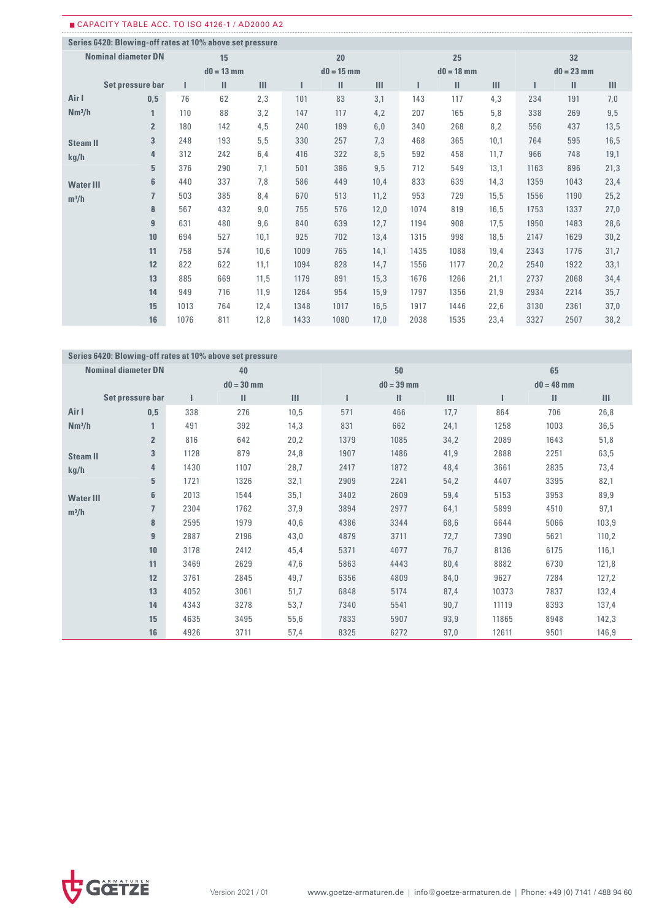CAPACITY TABLE ACC. TO ISO 4126-1 / AD2000 A2

### Series 6420: Blowing-off rates at 10% above set pressure

| Nominal diameter DN | | 15 | | | 20 | | | 25 | | | 32 | | |
|---|---|---|---|---|---|---|---|---|---|---|---|---|---|
| | | d0 = 13 mm | | | d0 = 15 mm | | | d0 = 18 mm | | | d0 = 23 mm | | |
| | Set pressure bar | I | II | III | I | II | III | I | II | III | I | II | III |
| Air I | 0,5 | 76 | 62 | 2,3 | 101 | 83 | 3,1 | 143 | 117 | 4,3 | 234 | 191 | 7,0 |
| Nm³/h | 1 | 110 | 88 | 3,2 | 147 | 117 | 4,2 | 207 | 165 | 5,8 | 338 | 269 | 9,5 |
| | 2 | 180 | 142 | 4,5 | 240 | 189 | 6,0 | 340 | 268 | 8,2 | 556 | 437 | 13,5 |
| Steam II | 3 | 248 | 193 | 5,5 | 330 | 257 | 7,3 | 468 | 365 | 10,1 | 764 | 595 | 16,5 |
| kg/h | 4 | 312 | 242 | 6,4 | 416 | 322 | 8,5 | 592 | 458 | 11,7 | 966 | 748 | 19,1 |
| | 5 | 376 | 290 | 7,1 | 501 | 386 | 9,5 | 712 | 549 | 13,1 | 1163 | 896 | 21,3 |
| Water III | 6 | 440 | 337 | 7,8 | 586 | 449 | 10,4 | 833 | 639 | 14,3 | 1359 | 1043 | 23,4 |
| m³/h | 7 | 503 | 385 | 8,4 | 670 | 513 | 11,2 | 953 | 729 | 15,5 | 1556 | 1190 | 25,2 |
| | 8 | 567 | 432 | 9,0 | 755 | 576 | 12,0 | 1074 | 819 | 16,5 | 1753 | 1337 | 27,0 |
| | 9 | 631 | 480 | 9,6 | 840 | 639 | 12,7 | 1194 | 908 | 17,5 | 1950 | 1483 | 28,6 |
| | 10 | 694 | 527 | 10,1 | 925 | 702 | 13,4 | 1315 | 998 | 18,5 | 2147 | 1629 | 30,2 |
| | 11 | 758 | 574 | 10,6 | 1009 | 765 | 14,1 | 1435 | 1088 | 19,4 | 2343 | 1776 | 31,7 |
| | 12 | 822 | 622 | 11,1 | 1094 | 828 | 14,7 | 1556 | 1177 | 20,2 | 2540 | 1922 | 33,1 |
| | 13 | 885 | 669 | 11,5 | 1179 | 891 | 15,3 | 1676 | 1266 | 21,1 | 2737 | 2068 | 34,4 |
| | 14 | 949 | 716 | 11,9 | 1264 | 954 | 15,9 | 1797 | 1356 | 21,9 | 2934 | 2214 | 35,7 |
| | 15 | 1013 | 764 | 12,4 | 1348 | 1017 | 16,5 | 1917 | 1446 | 22,6 | 3130 | 2361 | 37,0 |
| | 16 | 1076 | 811 | 12,8 | 1433 | 1080 | 17,0 | 2038 | 1535 | 23,4 | 3327 | 2507 | 38,2 |

### Series 6420: Blowing-off rates at 10% above set pressure

| Nominal diameter DN | | 40 | | | 50 | | | 65 | | |
|---|---|---|---|---|---|---|---|---|---|---|
| | | d0 = 30 mm | | | d0 = 39 mm | | | d0 = 48 mm | | |
| | Set pressure bar | I | II | III | I | II | III | I | II | III |
| Air I | 0,5 | 338 | 276 | 10,5 | 571 | 466 | 17,7 | 864 | 706 | 26,8 |
| Nm³/h | 1 | 491 | 392 | 14,3 | 831 | 662 | 24,1 | 1258 | 1003 | 36,5 |
| | 2 | 816 | 642 | 20,2 | 1379 | 1085 | 34,2 | 2089 | 1643 | 51,8 |
| Steam II | 3 | 1128 | 879 | 24,8 | 1907 | 1486 | 41,9 | 2888 | 2251 | 63,5 |
| kg/h | 4 | 1430 | 1107 | 28,7 | 2417 | 1872 | 48,4 | 3661 | 2835 | 73,4 |
| | 5 | 1721 | 1326 | 32,1 | 2909 | 2241 | 54,2 | 4407 | 3395 | 82,1 |
| Water III | 6 | 2013 | 1544 | 35,1 | 3402 | 2609 | 59,4 | 5153 | 3953 | 89,9 |
| m³/h | 7 | 2304 | 1762 | 37,9 | 3894 | 2977 | 64,1 | 5899 | 4510 | 97,1 |
| | 8 | 2595 | 1979 | 40,6 | 4386 | 3344 | 68,6 | 6644 | 5066 | 103,9 |
| | 9 | 2887 | 2196 | 43,0 | 4879 | 3711 | 72,7 | 7390 | 5621 | 110,2 |
| | 10 | 3178 | 2412 | 45,4 | 5371 | 4077 | 76,7 | 8136 | 6175 | 116,1 |
| | 11 | 3469 | 2629 | 47,6 | 5863 | 4443 | 80,4 | 8882 | 6730 | 121,8 |
| | 12 | 3761 | 2845 | 49,7 | 6356 | 4809 | 84,0 | 9627 | 7284 | 127,2 |
| | 13 | 4052 | 3061 | 51,7 | 6848 | 5174 | 87,4 | 10373 | 7837 | 132,4 |
| | 14 | 4343 | 3278 | 53,7 | 7340 | 5541 | 90,7 | 11119 | 8393 | 137,4 |
| | 15 | 4635 | 3495 | 55,6 | 7833 | 5907 | 93,9 | 11865 | 8948 | 142,3 |
| | 16 | 4926 | 3711 | 57,4 | 8325 | 6272 | 97,0 | 12611 | 9501 | 146,9 |

GOETZE ARMATUREN

Version 2021 / 01 www.goetze-armaturen.de | info@goetze-armaturen.de | Phone: +49 (0) 7141 / 488 94 60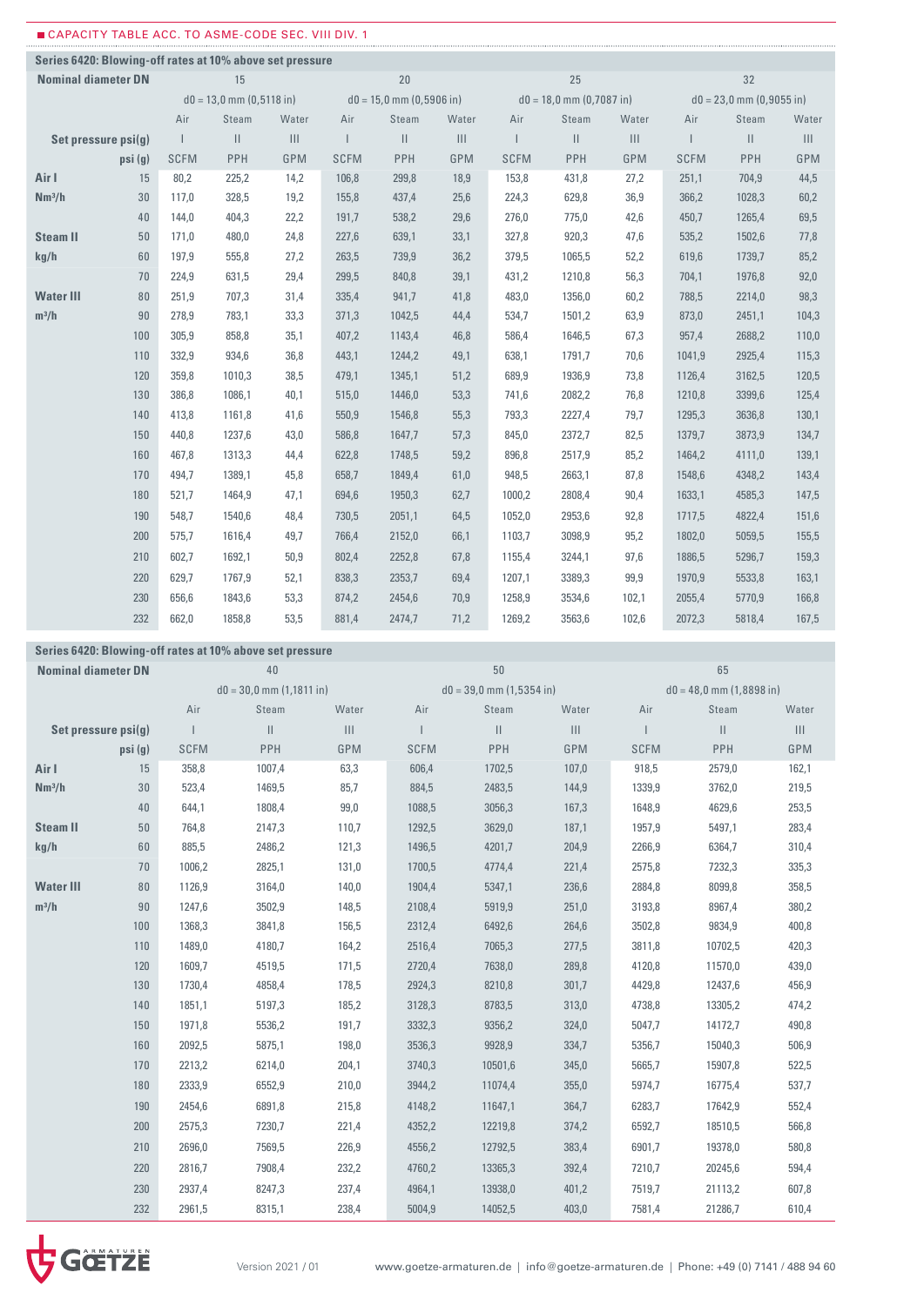■ CAPACITY TABLE ACC. TO ASME-CODE SEC. VIII DIV. 1

**Series 6420: Blowing-off rates at 10% above set pressure**

| Nominal diameter DN | | 15 | | | 20 | | | 25 | | | 32 | | |
|---|---|---|---|---|---|---|---|---|---|---|---|---|---|
| | | d0 = 13,0 mm (0,5118 in) | | | d0 = 15,0 mm (0,5906 in) | | | d0 = 18,0 mm (0,7087 in) | | | d0 = 23,0 mm (0,9055 in) | | |
| | | Air | Steam | Water | Air | Steam | Water | Air | Steam | Water | Air | Steam | Water |
| Set pressure psi(g) | | I | II | III | I | II | III | I | II | III | I | II | III |
| | psi (g) | SCFM | PPH | GPM | SCFM | PPH | GPM | SCFM | PPH | GPM | SCFM | PPH | GPM |
| **Air I** | 15 | 80,2 | 225,2 | 14,2 | 106,8 | 299,8 | 18,9 | 153,8 | 431,8 | 27,2 | 251,1 | 704,9 | 44,5 |
| **Nm³/h** | 30 | 117,0 | 328,5 | 19,2 | 155,8 | 437,4 | 25,6 | 224,3 | 629,8 | 36,9 | 366,2 | 1028,3 | 60,2 |
| | 40 | 144,0 | 404,3 | 22,2 | 191,7 | 538,2 | 29,6 | 276,0 | 775,0 | 42,6 | 450,7 | 1265,4 | 69,5 |
| **Steam II** | 50 | 171,0 | 480,0 | 24,8 | 227,6 | 639,1 | 33,1 | 327,8 | 920,3 | 47,6 | 535,2 | 1502,6 | 77,8 |
| **kg/h** | 60 | 197,9 | 555,8 | 27,2 | 263,5 | 739,9 | 36,2 | 379,5 | 1065,5 | 52,2 | 619,6 | 1739,7 | 85,2 |
| | 70 | 224,9 | 631,5 | 29,4 | 299,5 | 840,8 | 39,1 | 431,2 | 1210,8 | 56,3 | 704,1 | 1976,8 | 92,0 |
| **Water III** | 80 | 251,9 | 707,3 | 31,4 | 335,4 | 941,7 | 41,8 | 483,0 | 1356,0 | 60,2 | 788,5 | 2214,0 | 98,3 |
| **m³/h** | 90 | 278,9 | 783,1 | 33,3 | 371,3 | 1042,5 | 44,4 | 534,7 | 1501,2 | 63,9 | 873,0 | 2451,1 | 104,3 |
| | 100 | 305,9 | 858,8 | 35,1 | 407,2 | 1143,4 | 46,8 | 586,4 | 1646,5 | 67,3 | 957,4 | 2688,2 | 110,0 |
| | 110 | 332,9 | 934,6 | 36,8 | 443,1 | 1244,2 | 49,1 | 638,1 | 1791,7 | 70,6 | 1041,9 | 2925,4 | 115,3 |
| | 120 | 359,8 | 1010,3 | 38,5 | 479,1 | 1345,1 | 51,2 | 689,9 | 1936,9 | 73,8 | 1126,4 | 3162,5 | 120,5 |
| | 130 | 386,8 | 1086,1 | 40,1 | 515,0 | 1446,0 | 53,3 | 741,6 | 2082,2 | 76,8 | 1210,8 | 3399,6 | 125,4 |
| | 140 | 413,8 | 1161,8 | 41,6 | 550,9 | 1546,8 | 55,3 | 793,3 | 2227,4 | 79,7 | 1295,3 | 3636,8 | 130,1 |
| | 150 | 440,8 | 1237,6 | 43,0 | 586,8 | 1647,7 | 57,3 | 845,0 | 2372,7 | 82,5 | 1379,7 | 3873,9 | 134,7 |
| | 160 | 467,8 | 1313,3 | 44,4 | 622,8 | 1748,5 | 59,2 | 896,8 | 2517,9 | 85,2 | 1464,2 | 4111,0 | 139,1 |
| | 170 | 494,7 | 1389,1 | 45,8 | 658,7 | 1849,4 | 61,0 | 948,5 | 2663,1 | 87,8 | 1548,6 | 4348,2 | 143,4 |
| | 180 | 521,7 | 1464,9 | 47,1 | 694,6 | 1950,3 | 62,7 | 1000,2 | 2808,4 | 90,4 | 1633,1 | 4585,3 | 147,5 |
| | 190 | 548,7 | 1540,6 | 48,4 | 730,5 | 2051,1 | 64,5 | 1052,0 | 2953,6 | 92,8 | 1717,5 | 4822,4 | 151,6 |
| | 200 | 575,7 | 1616,4 | 49,7 | 766,4 | 2152,0 | 66,1 | 1103,7 | 3098,9 | 95,2 | 1802,0 | 5059,5 | 155,5 |
| | 210 | 602,7 | 1692,1 | 50,9 | 802,4 | 2252,8 | 67,8 | 1155,4 | 3244,1 | 97,6 | 1886,5 | 5296,7 | 159,3 |
| | 220 | 629,7 | 1767,9 | 52,1 | 838,3 | 2353,7 | 69,4 | 1207,1 | 3389,3 | 99,9 | 1970,9 | 5533,8 | 163,1 |
| | 230 | 656,6 | 1843,6 | 53,3 | 874,2 | 2454,6 | 70,9 | 1258,9 | 3534,6 | 102,1 | 2055,4 | 5770,9 | 166,8 |
| | 232 | 662,0 | 1858,8 | 53,5 | 881,4 | 2474,7 | 71,2 | 1269,2 | 3563,6 | 102,6 | 2072,3 | 5818,4 | 167,5 |

**Series 6420: Blowing-off rates at 10% above set pressure**

| Nominal diameter DN | | 40 | | | 50 | | | 65 | | |
|---|---|---|---|---|---|---|---|---|---|---|
| | | d0 = 30,0 mm (1,1811 in) | | | d0 = 39,0 mm (1,5354 in) | | | d0 = 48,0 mm (1,8898 in) | | |
| | | Air | Steam | Water | Air | Steam | Water | Air | Steam | Water |
| Set pressure psi(g) | | I | II | III | I | II | III | I | II | III |
| | psi (g) | SCFM | PPH | GPM | SCFM | PPH | GPM | SCFM | PPH | GPM |
| **Air I** | 15 | 358,8 | 1007,4 | 63,3 | 606,4 | 1702,5 | 107,0 | 918,5 | 2579,0 | 162,1 |
| **Nm³/h** | 30 | 523,4 | 1469,5 | 85,7 | 884,5 | 2483,5 | 144,9 | 1339,9 | 3762,0 | 219,5 |
| | 40 | 644,1 | 1808,4 | 99,0 | 1088,5 | 3056,3 | 167,3 | 1648,9 | 4629,6 | 253,5 |
| **Steam II** | 50 | 764,8 | 2147,3 | 110,7 | 1292,5 | 3629,0 | 187,1 | 1957,9 | 5497,1 | 283,4 |
| **kg/h** | 60 | 885,5 | 2486,2 | 121,3 | 1496,5 | 4201,7 | 204,9 | 2266,9 | 6364,7 | 310,4 |
| | 70 | 1006,2 | 2825,1 | 131,0 | 1700,5 | 4774,4 | 221,4 | 2575,8 | 7232,3 | 335,3 |
| **Water III** | 80 | 1126,9 | 3164,0 | 140,0 | 1904,4 | 5347,1 | 236,6 | 2884,8 | 8099,8 | 358,5 |
| **m³/h** | 90 | 1247,6 | 3502,9 | 148,5 | 2108,4 | 5919,9 | 251,0 | 3193,8 | 8967,4 | 380,2 |
| | 100 | 1368,3 | 3841,8 | 156,5 | 2312,4 | 6492,6 | 264,6 | 3502,8 | 9834,9 | 400,8 |
| | 110 | 1489,0 | 4180,7 | 164,2 | 2516,4 | 7065,3 | 277,5 | 3811,8 | 10702,5 | 420,3 |
| | 120 | 1609,7 | 4519,5 | 171,5 | 2720,4 | 7638,0 | 289,8 | 4120,8 | 11570,0 | 439,0 |
| | 130 | 1730,4 | 4858,4 | 178,5 | 2924,3 | 8210,8 | 301,7 | 4429,8 | 12437,6 | 456,9 |
| | 140 | 1851,1 | 5197,3 | 185,2 | 3128,3 | 8783,5 | 313,0 | 4738,8 | 13305,2 | 474,2 |
| | 150 | 1971,8 | 5536,2 | 191,7 | 3332,3 | 9356,2 | 324,0 | 5047,7 | 14172,7 | 490,8 |
| | 160 | 2092,5 | 5875,1 | 198,0 | 3536,3 | 9928,9 | 334,7 | 5356,7 | 15040,3 | 506,9 |
| | 170 | 2213,2 | 6214,0 | 204,1 | 3740,3 | 10501,6 | 345,0 | 5665,7 | 15907,8 | 522,5 |
| | 180 | 2333,9 | 6552,9 | 210,0 | 3944,2 | 11074,4 | 355,0 | 5974,7 | 16775,4 | 537,7 |
| | 190 | 2454,6 | 6891,8 | 215,8 | 4148,2 | 11647,1 | 364,7 | 6283,7 | 17642,9 | 552,4 |
| | 200 | 2575,3 | 7230,7 | 221,4 | 4352,2 | 12219,8 | 374,2 | 6592,7 | 18510,5 | 566,8 |
| | 210 | 2696,0 | 7569,5 | 226,9 | 4556,2 | 12792,5 | 383,4 | 6901,7 | 19378,0 | 580,8 |
| | 220 | 2816,7 | 7908,4 | 232,2 | 4760,2 | 13365,3 | 392,4 | 7210,7 | 20245,6 | 594,4 |
| | 230 | 2937,4 | 8247,3 | 237,4 | 4964,1 | 13938,0 | 401,2 | 7519,7 | 21113,2 | 607,8 |
| | 232 | 2961,5 | 8315,1 | 238,4 | 5004,9 | 14052,5 | 403,0 | 7581,4 | 21286,7 | 610,4 |

GOETZE ARMATUREN

Version 2021 / 01 www.goetze-armaturen.de | info@goetze-armaturen.de | Phone: +49 (0) 7141 / 488 94 60